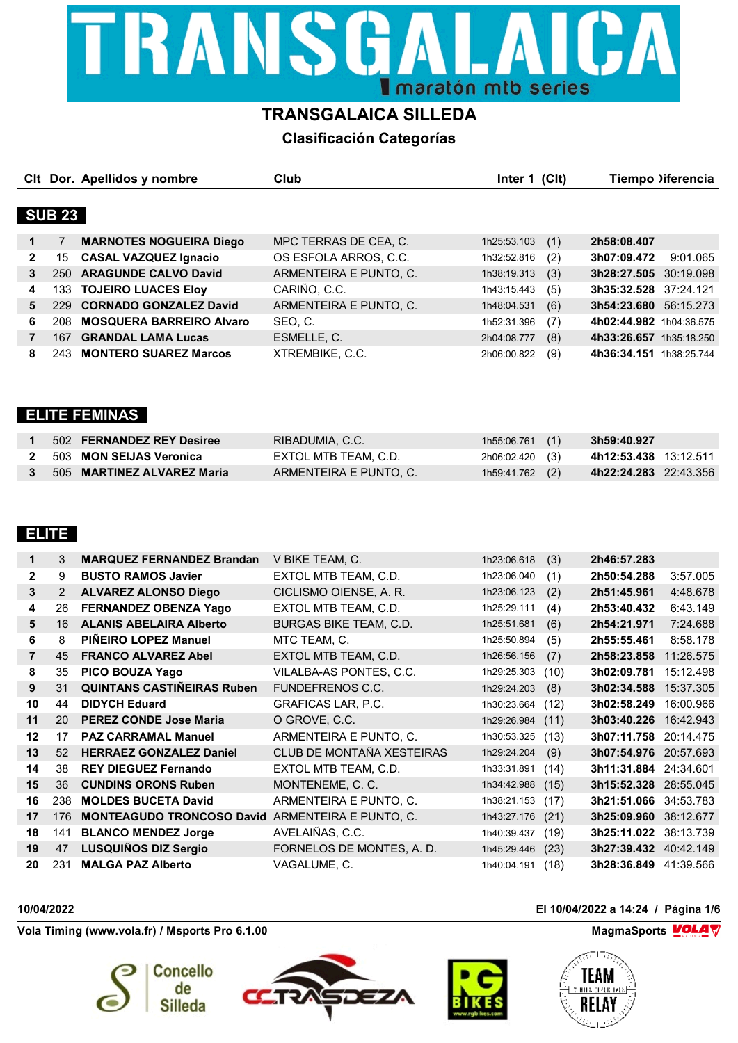# TRANSGALAICA

maratón mtb series

## TRANSGALAICA SILLEDA

### Clasificación Categorías

### SUB 23

| Clt | Dor. | Apellidos y nombre | Club | Inter 1 | (Clt) | Tiempo | Diferencia |
|---|---|---|---|---|---|---|---|
| 1 | 7 | **MARNOTES NOGUEIRA Diego** | MPC TERRAS DE CEA, C. | 1h25:53.103 | (1) | **2h58:08.407** | |
| 2 | 15 | **CASAL VAZQUEZ Ignacio** | OS ESFOLA ARROS, C.C. | 1h32:52.816 | (2) | **3h07:09.472** | 9:01.065 |
| 3 | 250 | **ARAGUNDE CALVO David** | ARMENTEIRA E PUNTO, C. | 1h38:19.313 | (3) | **3h28:27.505** | 30:19.098 |
| 4 | 133 | **TOJEIRO LUACES Eloy** | CARIÑO, C.C. | 1h43:15.443 | (5) | **3h35:32.528** | 37:24.121 |
| 5 | 229 | **CORNADO GONZALEZ David** | ARMENTEIRA E PUNTO, C. | 1h48:04.531 | (6) | **3h54:23.680** | 56:15.273 |
| 6 | 208 | **MOSQUERA BARREIRO Alvaro** | SEO, C. | 1h52:31.396 | (7) | **4h02:44.982** | 1h04:36.575 |
| 7 | 167 | **GRANDAL LAMA Lucas** | ESMELLE, C. | 2h04:08.777 | (8) | **4h33:26.657** | 1h35:18.250 |
| 8 | 243 | **MONTERO SUAREZ Marcos** | XTREMBIKE, C.C. | 2h06:00.822 | (9) | **4h36:34.151** | 1h38:25.744 |

### ELITE FEMINAS

| Clt | Dor. | Apellidos y nombre | Club | Inter 1 | (Clt) | Tiempo | Diferencia |
|---|---|---|---|---|---|---|---|
| 1 | 502 | **FERNANDEZ REY Desiree** | RIBADUMIA, C.C. | 1h55:06.761 | (1) | **3h59:40.927** | |
| 2 | 503 | **MON SEIJAS Veronica** | EXTOL MTB TEAM, C.D. | 2h06:02.420 | (3) | **4h12:53.438** | 13:12.511 |
| 3 | 505 | **MARTINEZ ALVAREZ Maria** | ARMENTEIRA E PUNTO, C. | 1h59:41.762 | (2) | **4h22:24.283** | 22:43.356 |

### ELITE

| Clt | Dor. | Apellidos y nombre | Club | Inter 1 | (Clt) | Tiempo | Diferencia |
|---|---|---|---|---|---|---|---|
| 1 | 3 | **MARQUEZ FERNANDEZ Brandan** | V BIKE TEAM, C. | 1h23:06.618 | (3) | **2h46:57.283** | |
| 2 | 9 | **BUSTO RAMOS Javier** | EXTOL MTB TEAM, C.D. | 1h23:06.040 | (1) | **2h50:54.288** | 3:57.005 |
| 3 | 2 | **ALVAREZ ALONSO Diego** | CICLISMO OIENSE, A. R. | 1h23:06.123 | (2) | **2h51:45.961** | 4:48.678 |
| 4 | 26 | **FERNANDEZ OBENZA Yago** | EXTOL MTB TEAM, C.D. | 1h25:29.111 | (4) | **2h53:40.432** | 6:43.149 |
| 5 | 16 | **ALANIS ABELAIRA Alberto** | BURGAS BIKE TEAM, C.D. | 1h25:51.681 | (6) | **2h54:21.971** | 7:24.688 |
| 6 | 8 | **PIÑEIRO LOPEZ Manuel** | MTC TEAM, C. | 1h25:50.894 | (5) | **2h55:55.461** | 8:58.178 |
| 7 | 45 | **FRANCO ALVAREZ Abel** | EXTOL MTB TEAM, C.D. | 1h26:56.156 | (7) | **2h58:23.858** | 11:26.575 |
| 8 | 35 | **PICO BOUZA Yago** | VILALBA-AS PONTES, C.C. | 1h29:25.303 | (10) | **3h02:09.781** | 15:12.498 |
| 9 | 31 | **QUINTANS CASTIÑEIRAS Ruben** | FUNDEFRENOS C.C. | 1h29:24.203 | (8) | **3h02:34.588** | 15:37.305 |
| 10 | 44 | **DIDYCH Eduard** | GRAFICAS LAR, P.C. | 1h30:23.664 | (12) | **3h02:58.249** | 16:00.966 |
| 11 | 20 | **PEREZ CONDE Jose Maria** | O GROVE, C.C. | 1h29:26.984 | (11) | **3h03:40.226** | 16:42.943 |
| 12 | 17 | **PAZ CARRAMAL Manuel** | ARMENTEIRA E PUNTO, C. | 1h30:53.325 | (13) | **3h07:11.758** | 20:14.475 |
| 13 | 52 | **HERRAEZ GONZALEZ Daniel** | CLUB DE MONTAÑA XESTEIRAS | 1h29:24.204 | (9) | **3h07:54.976** | 20:57.693 |
| 14 | 38 | **REY DIEGUEZ Fernando** | EXTOL MTB TEAM, C.D. | 1h33:31.891 | (14) | **3h11:31.884** | 24:34.601 |
| 15 | 36 | **CUNDINS ORONS Ruben** | MONTENEME, C. C. | 1h34:42.988 | (15) | **3h15:52.328** | 28:55.045 |
| 16 | 238 | **MOLDES BUCETA David** | ARMENTEIRA E PUNTO, C. | 1h38:21.153 | (17) | **3h21:51.066** | 34:53.783 |
| 17 | 176 | **MONTEAGUDO TRONCOSO David** | ARMENTEIRA E PUNTO, C. | 1h43:27.176 | (21) | **3h25:09.960** | 38:12.677 |
| 18 | 141 | **BLANCO MENDEZ Jorge** | AVELAIÑAS, C.C. | 1h40:39.437 | (19) | **3h25:11.022** | 38:13.739 |
| 19 | 47 | **LUSQUIÑOS DIZ Sergio** | FORNELOS DE MONTES, A. D. | 1h45:29.446 | (23) | **3h27:39.432** | 40:42.149 |
| 20 | 231 | **MALGA PAZ Alberto** | VAGALUME, C. | 1h40:04.191 | (18) | **3h28:36.849** | 41:39.566 |

10/04/2022 — El 10/04/2022 a 14:24

Vola Timing (www.vola.fr) / Msports Pro 6.1.00 — MagmaSports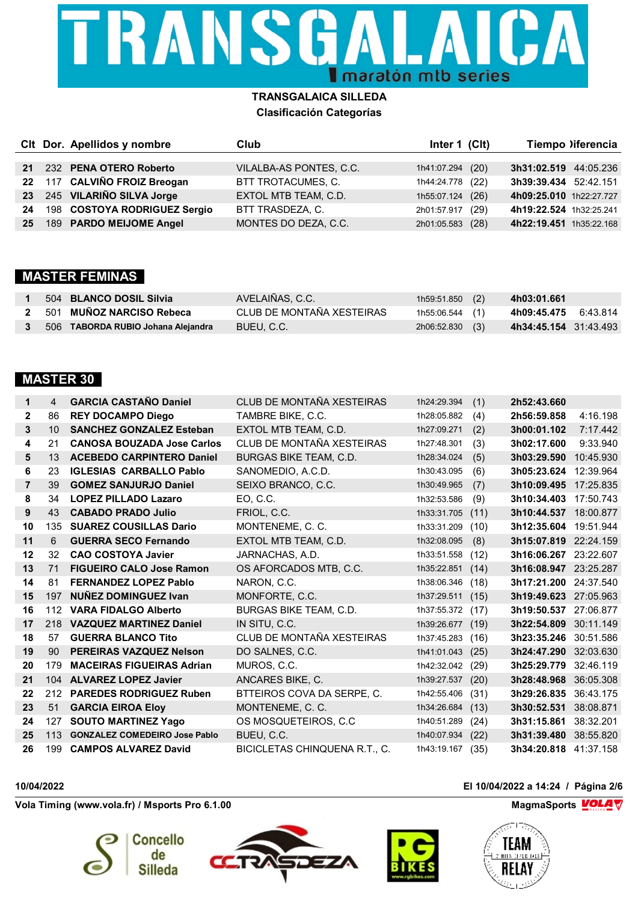# TRANSGALAICA SILLEDA

**Clasificación Categorías**

| Clt | Dor. | Apellidos y nombre | Club | Inter 1 | (Clt) | Tiempo | Diferencia |
|---|---|---|---|---|---|---|---|
| 21 | 232 | **PENA OTERO Roberto** | VILALBA-AS PONTES, C.C. | 1h41:07.294 | (20) | **3h31:02.519** | 44:05.236 |
| 22 | 117 | **CALVIÑO FROIZ Breogan** | BTT TROTACUMES, C. | 1h44:24.778 | (22) | **3h39:39.434** | 52:42.151 |
| 23 | 245 | **VILARIÑO SILVA Jorge** | EXTOL MTB TEAM, C.D. | 1h55:07.124 | (26) | **4h09:25.010** | 1h22:27.727 |
| 24 | 198 | **COSTOYA RODRIGUEZ Sergio** | BTT TRASDEZA, C. | 2h01:57.917 | (29) | **4h19:22.524** | 1h32:25.241 |
| 25 | 189 | **PARDO MEIJOME Angel** | MONTES DO DEZA, C.C. | 2h01:05.583 | (28) | **4h22:19.451** | 1h35:22.168 |

## MASTER FEMINAS

| Clt | Dor. | Apellidos y nombre | Club | Inter 1 | (Clt) | Tiempo | Diferencia |
|---|---|---|---|---|---|---|---|
| 1 | 504 | **BLANCO DOSIL Silvia** | AVELAIÑAS, C.C. | 1h59:51.850 | (2) | **4h03:01.661** | |
| 2 | 501 | **MUÑOZ NARCISO Rebeca** | CLUB DE MONTAÑA XESTEIRAS | 1h55:06.544 | (1) | **4h09:45.475** | 6:43.814 |
| 3 | 506 | **TABORDA RUBIO Johana Alejandra** | BUEU, C.C. | 2h06:52.830 | (3) | **4h34:45.154** | 31:43.493 |

## MASTER 30

| Clt | Dor. | Apellidos y nombre | Club | Inter 1 | (Clt) | Tiempo | Diferencia |
|---|---|---|---|---|---|---|---|
| 1 | 4 | **GARCIA CASTAÑO Daniel** | CLUB DE MONTAÑA XESTEIRAS | 1h24:29.394 | (1) | **2h52:43.660** | |
| 2 | 86 | **REY DOCAMPO Diego** | TAMBRE BIKE, C.C. | 1h28:05.882 | (4) | **2h56:59.858** | 4:16.198 |
| 3 | 10 | **SANCHEZ GONZALEZ Esteban** | EXTOL MTB TEAM, C.D. | 1h27:09.271 | (2) | **3h00:01.102** | 7:17.442 |
| 4 | 21 | **CANOSA BOUZADA Jose Carlos** | CLUB DE MONTAÑA XESTEIRAS | 1h27:48.301 | (3) | **3h02:17.600** | 9:33.940 |
| 5 | 13 | **ACEBEDO CARPINTERO Daniel** | BURGAS BIKE TEAM, C.D. | 1h28:34.024 | (5) | **3h03:29.590** | 10:45.930 |
| 6 | 23 | **IGLESIAS CARBALLO Pablo** | SANOMEDIO, A.C.D. | 1h30:43.095 | (6) | **3h05:23.624** | 12:39.964 |
| 7 | 39 | **GOMEZ SANJURJO Daniel** | SEIXO BRANCO, C.C. | 1h30:49.965 | (7) | **3h10:09.495** | 17:25.835 |
| 8 | 34 | **LOPEZ PILLADO Lazaro** | EO, C.C. | 1h32:53.586 | (9) | **3h10:34.403** | 17:50.743 |
| 9 | 43 | **CABADO PRADO Julio** | FRIOL, C.C. | 1h33:31.705 | (11) | **3h10:44.537** | 18:00.877 |
| 10 | 135 | **SUAREZ COUSILLAS Dario** | MONTENEME, C. C. | 1h33:31.209 | (10) | **3h12:35.604** | 19:51.944 |
| 11 | 6 | **GUERRA SECO Fernando** | EXTOL MTB TEAM, C.D. | 1h32:08.095 | (8) | **3h15:07.819** | 22:24.159 |
| 12 | 32 | **CAO COSTOYA Javier** | JARNACHAS, A.D. | 1h33:51.558 | (12) | **3h16:06.267** | 23:22.607 |
| 13 | 71 | **FIGUEIRO CALO Jose Ramon** | OS AFORCADOS MTB, C.C. | 1h35:22.851 | (14) | **3h16:08.947** | 23:25.287 |
| 14 | 81 | **FERNANDEZ LOPEZ Pablo** | NARON, C.C. | 1h38:06.346 | (18) | **3h17:21.200** | 24:37.540 |
| 15 | 197 | **NUÑEZ DOMINGUEZ Ivan** | MONFORTE, C.C. | 1h37:29.511 | (15) | **3h19:49.623** | 27:05.963 |
| 16 | 112 | **VARA FIDALGO Alberto** | BURGAS BIKE TEAM, C.D. | 1h37:55.372 | (17) | **3h19:50.537** | 27:06.877 |
| 17 | 218 | **VAZQUEZ MARTINEZ Daniel** | IN SITU, C.C. | 1h39:26.677 | (19) | **3h22:54.809** | 30:11.149 |
| 18 | 57 | **GUERRA BLANCO Tito** | CLUB DE MONTAÑA XESTEIRAS | 1h37:45.283 | (16) | **3h23:35.246** | 30:51.586 |
| 19 | 90 | **PEREIRAS VAZQUEZ Nelson** | DO SALNES, C.C. | 1h41:01.043 | (25) | **3h24:47.290** | 32:03.630 |
| 20 | 179 | **MACEIRAS FIGUEIRAS Adrian** | MUROS, C.C. | 1h42:32.042 | (29) | **3h25:29.779** | 32:46.119 |
| 21 | 104 | **ALVAREZ LOPEZ Javier** | ANCARES BIKE, C. | 1h39:27.537 | (20) | **3h28:48.968** | 36:05.308 |
| 22 | 212 | **PAREDES RODRIGUEZ Ruben** | BTTEIROS COVA DA SERPE, C. | 1h42:55.406 | (31) | **3h29:26.835** | 36:43.175 |
| 23 | 51 | **GARCIA EIROA Eloy** | MONTENEME, C. C. | 1h34:26.684 | (13) | **3h30:52.531** | 38:08.871 |
| 24 | 127 | **SOUTO MARTINEZ Yago** | OS MOSQUETEIROS, C.C | 1h40:51.289 | (24) | **3h31:15.861** | 38:32.201 |
| 25 | 113 | **GONZALEZ COMEDEIRO Jose Pablo** | BUEU, C.C. | 1h40:07.934 | (22) | **3h31:39.480** | 38:55.820 |
| 26 | 199 | **CAMPOS ALVAREZ David** | BICICLETAS CHINQUENA R.T., C. | 1h43:19.167 | (35) | **3h34:20.818** | 41:37.158 |

**10/04/2022** — **El 10/04/2022 a 14:24**

**Vola Timing (www.vola.fr) / Msports Pro 6.1.00** — **MagmaSports**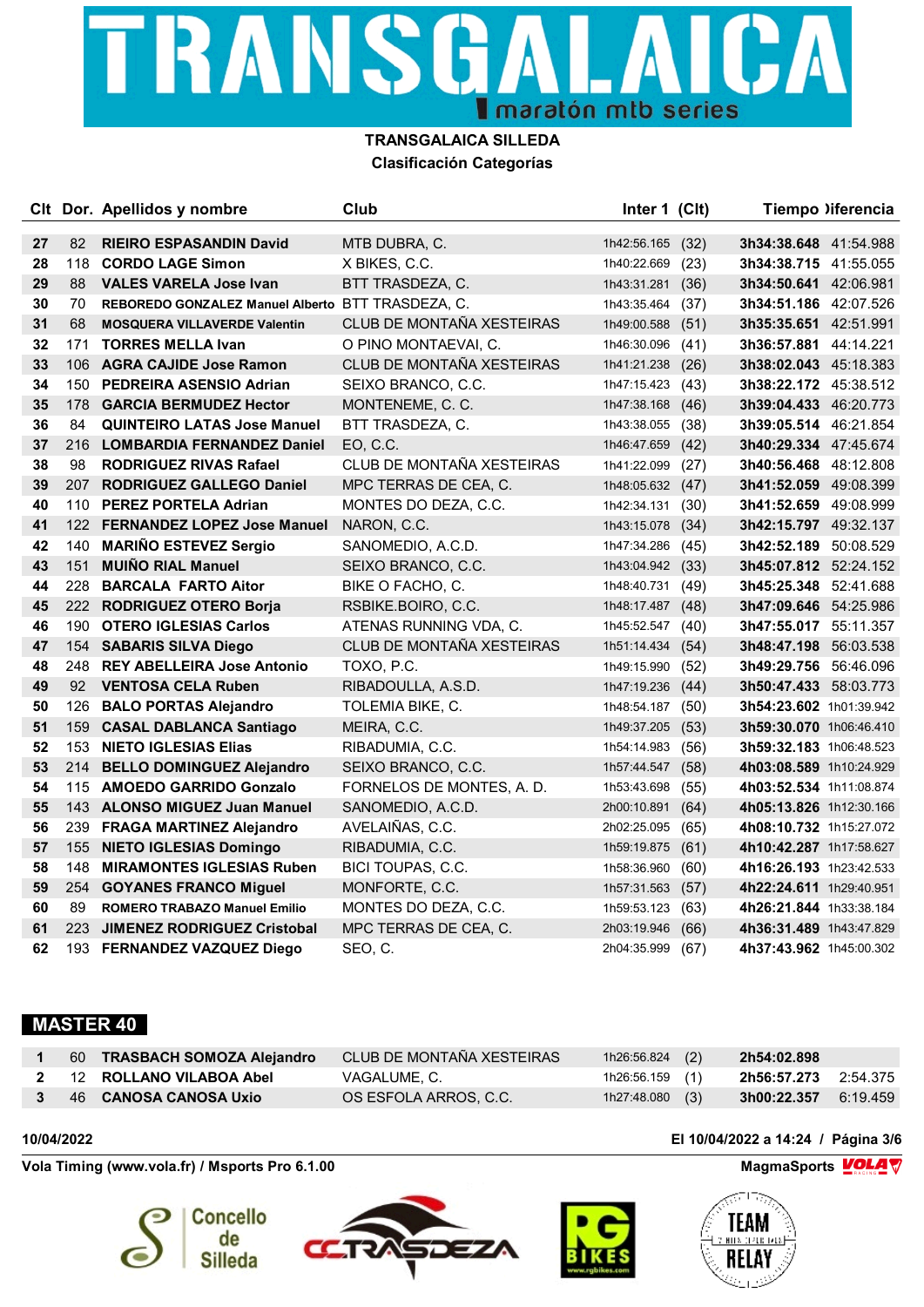# TRANSGALAICA

maratón mtb series

**TRANSGALAICA SILLEDA**
**Clasificación Categorías**

| Clt | Dor. | Apellidos y nombre | Club | Inter 1 | (Clt) | Tiempo | Diferencia |
|---|---|---|---|---|---|---|---|
| 27 | 82 | **RIEIRO ESPASANDIN David** | MTB DUBRA, C. | 1h42:56.165 | (32) | **3h34:38.648** | 41:54.988 |
| 28 | 118 | **CORDO LAGE Simon** | X BIKES, C.C. | 1h40:22.669 | (23) | **3h34:38.715** | 41:55.055 |
| 29 | 88 | **VALES VARELA Jose Ivan** | BTT TRASDEZA, C. | 1h43:31.281 | (36) | **3h34:50.641** | 42:06.981 |
| 30 | 70 | **REBOREDO GONZALEZ Manuel Alberto** | BTT TRASDEZA, C. | 1h43:35.464 | (37) | **3h34:51.186** | 42:07.526 |
| 31 | 68 | **MOSQUERA VILLAVERDE Valentin** | CLUB DE MONTAÑA XESTEIRAS | 1h49:00.588 | (51) | **3h35:35.651** | 42:51.991 |
| 32 | 171 | **TORRES MELLA Ivan** | O PINO MONTAEVAI, C. | 1h46:30.096 | (41) | **3h36:57.881** | 44:14.221 |
| 33 | 106 | **AGRA CAJIDE Jose Ramon** | CLUB DE MONTAÑA XESTEIRAS | 1h41:21.238 | (26) | **3h38:02.043** | 45:18.383 |
| 34 | 150 | **PEDREIRA ASENSIO Adrian** | SEIXO BRANCO, C.C. | 1h47:15.423 | (43) | **3h38:22.172** | 45:38.512 |
| 35 | 178 | **GARCIA BERMUDEZ Hector** | MONTENEME, C. C. | 1h47:38.168 | (46) | **3h39:04.433** | 46:20.773 |
| 36 | 84 | **QUINTEIRO LATAS Jose Manuel** | BTT TRASDEZA, C. | 1h43:38.055 | (38) | **3h39:05.514** | 46:21.854 |
| 37 | 216 | **LOMBARDIA FERNANDEZ Daniel** | EO, C.C. | 1h46:47.659 | (42) | **3h40:29.334** | 47:45.674 |
| 38 | 98 | **RODRIGUEZ RIVAS Rafael** | CLUB DE MONTAÑA XESTEIRAS | 1h41:22.099 | (27) | **3h40:56.468** | 48:12.808 |
| 39 | 207 | **RODRIGUEZ GALLEGO Daniel** | MPC TERRAS DE CEA, C. | 1h48:05.632 | (47) | **3h41:52.059** | 49:08.399 |
| 40 | 110 | **PEREZ PORTELA Adrian** | MONTES DO DEZA, C.C. | 1h42:34.131 | (30) | **3h41:52.659** | 49:08.999 |
| 41 | 122 | **FERNANDEZ LOPEZ Jose Manuel** | NARON, C.C. | 1h43:15.078 | (34) | **3h42:15.797** | 49:32.137 |
| 42 | 140 | **MARIÑO ESTEVEZ Sergio** | SANOMEDIO, A.C.D. | 1h47:34.286 | (45) | **3h42:52.189** | 50:08.529 |
| 43 | 151 | **MUIÑO RIAL Manuel** | SEIXO BRANCO, C.C. | 1h43:04.942 | (33) | **3h45:07.812** | 52:24.152 |
| 44 | 228 | **BARCALA FARTO Aitor** | BIKE O FACHO, C. | 1h48:40.731 | (49) | **3h45:25.348** | 52:41.688 |
| 45 | 222 | **RODRIGUEZ OTERO Borja** | RSBIKE.BOIRO, C.C. | 1h48:17.487 | (48) | **3h47:09.646** | 54:25.986 |
| 46 | 190 | **OTERO IGLESIAS Carlos** | ATENAS RUNNING VDA, C. | 1h45:52.547 | (40) | **3h47:55.017** | 55:11.357 |
| 47 | 154 | **SABARIS SILVA Diego** | CLUB DE MONTAÑA XESTEIRAS | 1h51:14.434 | (54) | **3h48:47.198** | 56:03.538 |
| 48 | 248 | **REY ABELLEIRA Jose Antonio** | TOXO, P.C. | 1h49:15.990 | (52) | **3h49:29.756** | 56:46.096 |
| 49 | 92 | **VENTOSA CELA Ruben** | RIBADOULLA, A.S.D. | 1h47:19.236 | (44) | **3h50:47.433** | 58:03.773 |
| 50 | 126 | **BALO PORTAS Alejandro** | TOLEMIA BIKE, C. | 1h48:54.187 | (50) | **3h54:23.602** | 1h01:39.942 |
| 51 | 159 | **CASAL DABLANCA Santiago** | MEIRA, C.C. | 1h49:37.205 | (53) | **3h59:30.070** | 1h06:46.410 |
| 52 | 153 | **NIETO IGLESIAS Elias** | RIBADUMIA, C.C. | 1h54:14.983 | (56) | **3h59:32.183** | 1h06:48.523 |
| 53 | 214 | **BELLO DOMINGUEZ Alejandro** | SEIXO BRANCO, C.C. | 1h57:44.547 | (58) | **4h03:08.589** | 1h10:24.929 |
| 54 | 115 | **AMOEDO GARRIDO Gonzalo** | FORNELOS DE MONTES, A. D. | 1h53:43.698 | (55) | **4h03:52.534** | 1h11:08.874 |
| 55 | 143 | **ALONSO MIGUEZ Juan Manuel** | SANOMEDIO, A.C.D. | 2h00:10.891 | (64) | **4h05:13.826** | 1h12:30.166 |
| 56 | 239 | **FRAGA MARTINEZ Alejandro** | AVELAIÑAS, C.C. | 2h02:25.095 | (65) | **4h08:10.732** | 1h15:27.072 |
| 57 | 155 | **NIETO IGLESIAS Domingo** | RIBADUMIA, C.C. | 1h59:19.875 | (61) | **4h10:42.287** | 1h17:58.627 |
| 58 | 148 | **MIRAMONTES IGLESIAS Ruben** | BICI TOUPAS, C.C. | 1h58:36.960 | (60) | **4h16:26.193** | 1h23:42.533 |
| 59 | 254 | **GOYANES FRANCO Miguel** | MONFORTE, C.C. | 1h57:31.563 | (57) | **4h22:24.611** | 1h29:40.951 |
| 60 | 89 | **ROMERO TRABAZO Manuel Emilio** | MONTES DO DEZA, C.C. | 1h59:53.123 | (63) | **4h26:21.844** | 1h33:38.184 |
| 61 | 223 | **JIMENEZ RODRIGUEZ Cristobal** | MPC TERRAS DE CEA, C. | 2h03:19.946 | (66) | **4h36:31.489** | 1h43:47.829 |
| 62 | 193 | **FERNANDEZ VAZQUEZ Diego** | SEO, C. | 2h04:35.999 | (67) | **4h37:43.962** | 1h45:00.302 |

## MASTER 40

| Clt | Dor. | Apellidos y nombre | Club | Inter 1 | (Clt) | Tiempo | Diferencia |
|---|---|---|---|---|---|---|---|
| 1 | 60 | **TRASBACH SOMOZA Alejandro** | CLUB DE MONTAÑA XESTEIRAS | 1h26:56.824 | (2) | **2h54:02.898** | |
| 2 | 12 | **ROLLANO VILABOA Abel** | VAGALUME, C. | 1h26:56.159 | (1) | **2h56:57.273** | 2:54.375 |
| 3 | 46 | **CANOSA CANOSA Uxio** | OS ESFOLA ARROS, C.C. | 1h27:48.080 | (3) | **3h00:22.357** | 6:19.459 |

10/04/2022 — El 10/04/2022 a 14:24 / Página 3/6

Vola Timing (www.vola.fr) / Msports Pro 6.1.00 — MagmaSports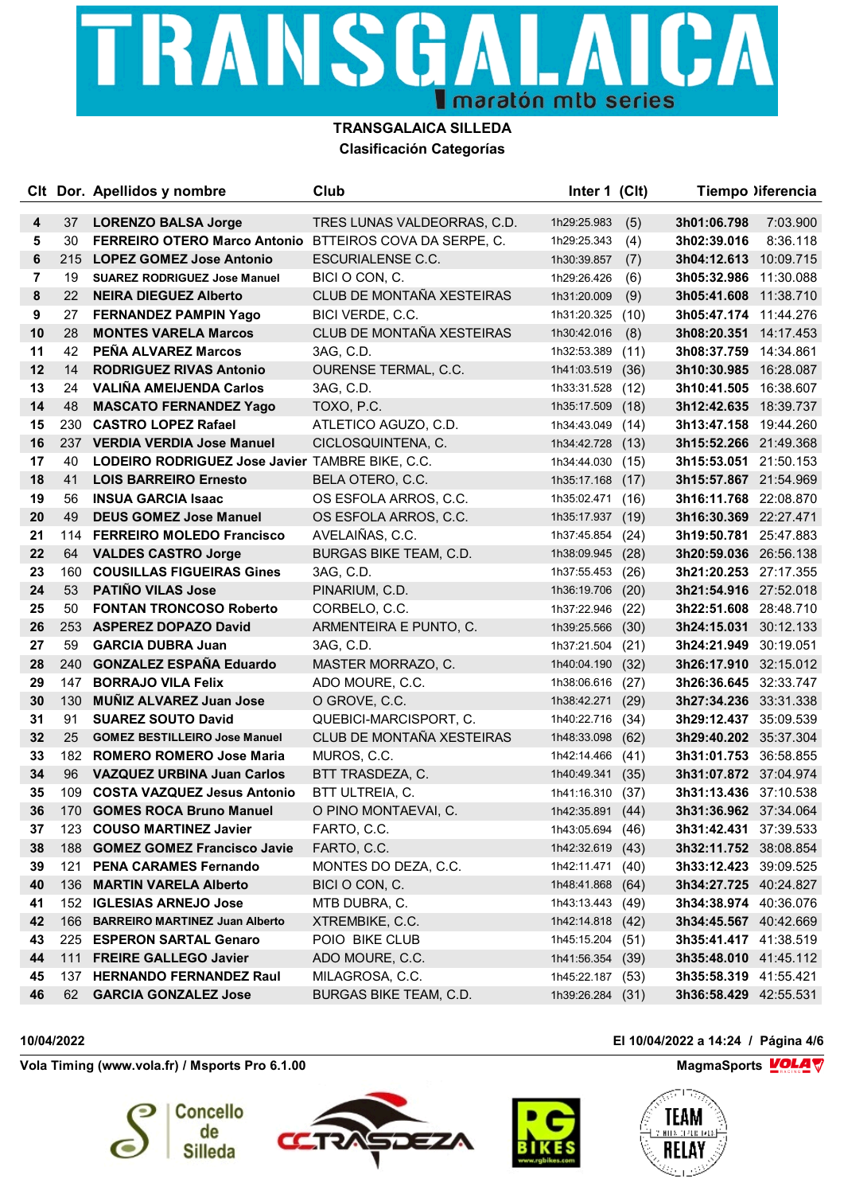# TRANSGALAICA

maratón mtb series

**TRANSGALAICA SILLEDA**
**Clasificación Categorías**

| Clt | Dor. | Apellidos y nombre | Club | Inter 1 | (Clt) | Tiempo | Diferencia |
|---|---|---|---|---|---|---|---|
| 4 | 37 | **LORENZO BALSA Jorge** | TRES LUNAS VALDEORRAS, C.D. | 1h29:25.983 | (5) | **3h01:06.798** | 7:03.900 |
| 5 | 30 | **FERREIRO OTERO Marco Antonio** | BTTEIROS COVA DA SERPE, C. | 1h29:25.343 | (4) | **3h02:39.016** | 8:36.118 |
| 6 | 215 | **LOPEZ GOMEZ Jose Antonio** | ESCURIALENSE C.C. | 1h30:39.857 | (7) | **3h04:12.613** | 10:09.715 |
| 7 | 19 | **SUAREZ RODRIGUEZ Jose Manuel** | BICI O CON, C. | 1h29:26.426 | (6) | **3h05:32.986** | 11:30.088 |
| 8 | 22 | **NEIRA DIEGUEZ Alberto** | CLUB DE MONTAÑA XESTEIRAS | 1h31:20.009 | (9) | **3h05:41.608** | 11:38.710 |
| 9 | 27 | **FERNANDEZ PAMPIN Yago** | BICI VERDE, C.C. | 1h31:20.325 | (10) | **3h05:47.174** | 11:44.276 |
| 10 | 28 | **MONTES VARELA Marcos** | CLUB DE MONTAÑA XESTEIRAS | 1h30:42.016 | (8) | **3h08:20.351** | 14:17.453 |
| 11 | 42 | **PEÑA ALVAREZ Marcos** | 3AG, C.D. | 1h32:53.389 | (11) | **3h08:37.759** | 14:34.861 |
| 12 | 14 | **RODRIGUEZ RIVAS Antonio** | OURENSE TERMAL, C.C. | 1h41:03.519 | (36) | **3h10:30.985** | 16:28.087 |
| 13 | 24 | **VALIÑA AMEIJENDA Carlos** | 3AG, C.D. | 1h33:31.528 | (12) | **3h10:41.505** | 16:38.607 |
| 14 | 48 | **MASCATO FERNANDEZ Yago** | TOXO, P.C. | 1h35:17.509 | (18) | **3h12:42.635** | 18:39.737 |
| 15 | 230 | **CASTRO LOPEZ Rafael** | ATLETICO AGUZO, C.D. | 1h34:43.049 | (14) | **3h13:47.158** | 19:44.260 |
| 16 | 237 | **VERDIA VERDIA Jose Manuel** | CICLOSQUINTENA, C. | 1h34:42.728 | (13) | **3h15:52.266** | 21:49.368 |
| 17 | 40 | **LODEIRO RODRIGUEZ Jose Javier** | TAMBRE BIKE, C.C. | 1h34:44.030 | (15) | **3h15:53.051** | 21:50.153 |
| 18 | 41 | **LOIS BARREIRO Ernesto** | BELA OTERO, C.C. | 1h35:17.168 | (17) | **3h15:57.867** | 21:54.969 |
| 19 | 56 | **INSUA GARCIA Isaac** | OS ESFOLA ARROS, C.C. | 1h35:02.471 | (16) | **3h16:11.768** | 22:08.870 |
| 20 | 49 | **DEUS GOMEZ Jose Manuel** | OS ESFOLA ARROS, C.C. | 1h35:17.937 | (19) | **3h16:30.369** | 22:27.471 |
| 21 | 114 | **FERREIRO MOLEDO Francisco** | AVELAIÑAS, C.C. | 1h37:45.854 | (24) | **3h19:50.781** | 25:47.883 |
| 22 | 64 | **VALDES CASTRO Jorge** | BURGAS BIKE TEAM, C.D. | 1h38:09.945 | (28) | **3h20:59.036** | 26:56.138 |
| 23 | 160 | **COUSILLAS FIGUEIRAS Gines** | 3AG, C.D. | 1h37:55.453 | (26) | **3h21:20.253** | 27:17.355 |
| 24 | 53 | **PATIÑO VILAS Jose** | PINARIUM, C.D. | 1h36:19.706 | (20) | **3h21:54.916** | 27:52.018 |
| 25 | 50 | **FONTAN TRONCOSO Roberto** | CORBELO, C.C. | 1h37:22.946 | (22) | **3h22:51.608** | 28:48.710 |
| 26 | 253 | **ASPEREZ DOPAZO David** | ARMENTEIRA E PUNTO, C. | 1h39:25.566 | (30) | **3h24:15.031** | 30:12.133 |
| 27 | 59 | **GARCIA DUBRA Juan** | 3AG, C.D. | 1h37:21.504 | (21) | **3h24:21.949** | 30:19.051 |
| 28 | 240 | **GONZALEZ ESPAÑA Eduardo** | MASTER MORRAZO, C. | 1h40:04.190 | (32) | **3h26:17.910** | 32:15.012 |
| 29 | 147 | **BORRAJO VILA Felix** | ADO MOURE, C.C. | 1h38:06.616 | (27) | **3h26:36.645** | 32:33.747 |
| 30 | 130 | **MUÑIZ ALVAREZ Juan Jose** | O GROVE, C.C. | 1h38:42.271 | (29) | **3h27:34.236** | 33:31.338 |
| 31 | 91 | **SUAREZ SOUTO David** | QUEBICI-MARCISPORT, C. | 1h40:22.716 | (34) | **3h29:12.437** | 35:09.539 |
| 32 | 25 | **GOMEZ BESTILLEIRO Jose Manuel** | CLUB DE MONTAÑA XESTEIRAS | 1h48:33.098 | (62) | **3h29:40.202** | 35:37.304 |
| 33 | 182 | **ROMERO ROMERO Jose Maria** | MUROS, C.C. | 1h42:14.466 | (41) | **3h31:01.753** | 36:58.855 |
| 34 | 96 | **VAZQUEZ URBINA Juan Carlos** | BTT TRASDEZA, C. | 1h40:49.341 | (35) | **3h31:07.872** | 37:04.974 |
| 35 | 109 | **COSTA VAZQUEZ Jesus Antonio** | BTT ULTREIA, C. | 1h41:16.310 | (37) | **3h31:13.436** | 37:10.538 |
| 36 | 170 | **GOMES ROCA Bruno Manuel** | O PINO MONTAEVAI, C. | 1h42:35.891 | (44) | **3h31:36.962** | 37:34.064 |
| 37 | 123 | **COUSO MARTINEZ Javier** | FARTO, C.C. | 1h43:05.694 | (46) | **3h31:42.431** | 37:39.533 |
| 38 | 188 | **GOMEZ GOMEZ Francisco Javie** | FARTO, C.C. | 1h42:32.619 | (43) | **3h32:11.752** | 38:08.854 |
| 39 | 121 | **PENA CARAMES Fernando** | MONTES DO DEZA, C.C. | 1h42:11.471 | (40) | **3h33:12.423** | 39:09.525 |
| 40 | 136 | **MARTIN VARELA Alberto** | BICI O CON, C. | 1h48:41.868 | (64) | **3h34:27.725** | 40:24.827 |
| 41 | 152 | **IGLESIAS ARNEJO Jose** | MTB DUBRA, C. | 1h43:13.443 | (49) | **3h34:38.974** | 40:36.076 |
| 42 | 166 | **BARREIRO MARTINEZ Juan Alberto** | XTREMBIKE, C.C. | 1h42:14.818 | (42) | **3h34:45.567** | 40:42.669 |
| 43 | 225 | **ESPERON SARTAL Genaro** | POIO BIKE CLUB | 1h45:15.204 | (51) | **3h35:41.417** | 41:38.519 |
| 44 | 111 | **FREIRE GALLEGO Javier** | ADO MOURE, C.C. | 1h41:56.354 | (39) | **3h35:48.010** | 41:45.112 |
| 45 | 137 | **HERNANDO FERNANDEZ Raul** | MILAGROSA, C.C. | 1h45:22.187 | (53) | **3h35:58.319** | 41:55.421 |
| 46 | 62 | **GARCIA GONZALEZ Jose** | BURGAS BIKE TEAM, C.D. | 1h39:26.284 | (31) | **3h36:58.429** | 42:55.531 |

**10/04/2022** | **El 10/04/2022 a 14:24**

**Vola Timing (www.vola.fr) / Msports Pro 6.1.00** | **MagmaSports**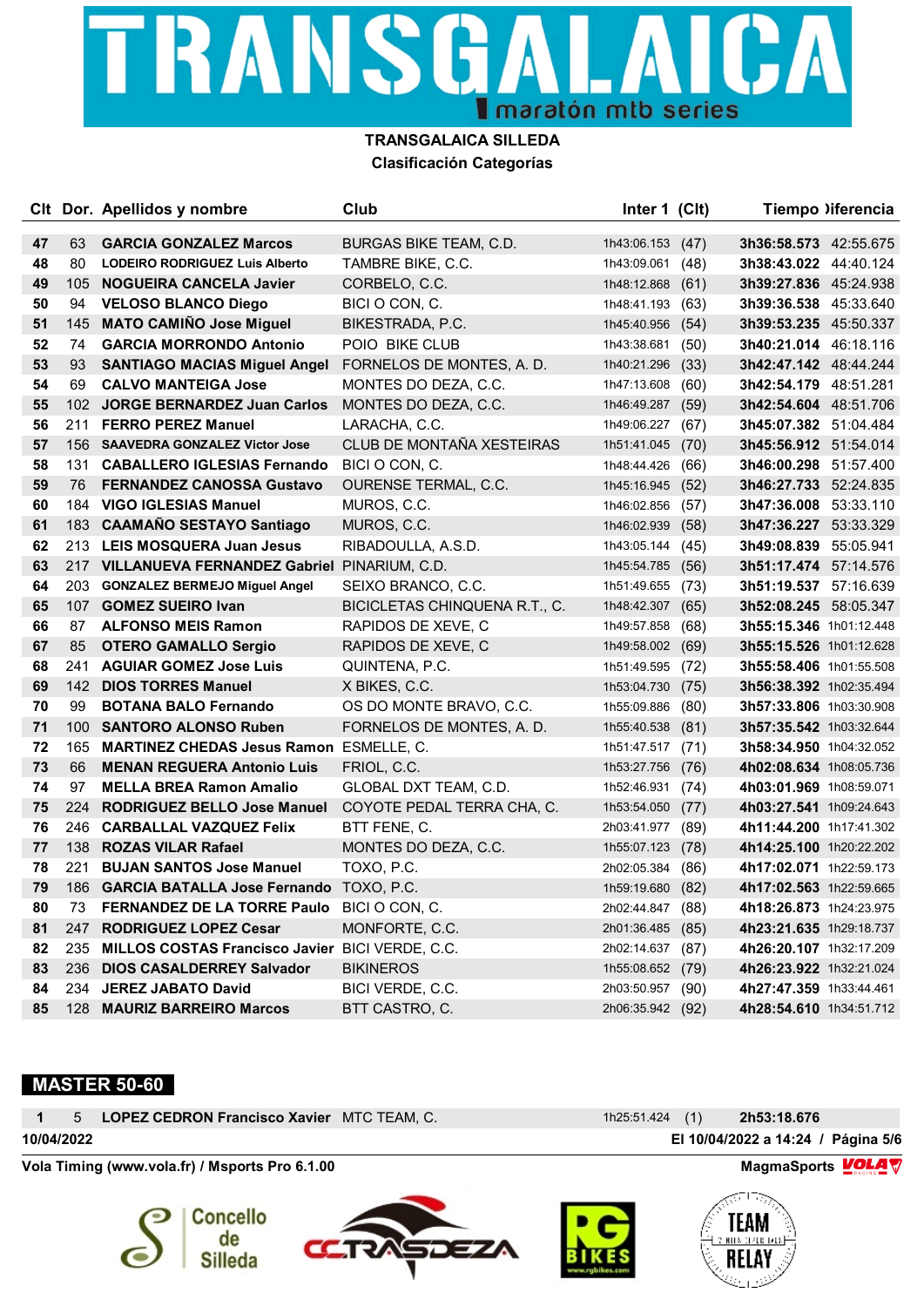# TRANSGALAICA

maratón mtb series

**TRANSGALAICA SILLEDA**

**Clasificación Categorías**

| Clt | Dor. | Apellidos y nombre | Club | Inter 1 | (Clt) | Tiempo | Diferencia |
|---|---|---|---|---|---|---|---|
| 47 | 63 | **GARCIA GONZALEZ Marcos** | BURGAS BIKE TEAM, C.D. | 1h43:06.153 | (47) | **3h36:58.573** | 42:55.675 |
| 48 | 80 | **LODEIRO RODRIGUEZ Luis Alberto** | TAMBRE BIKE, C.C. | 1h43:09.061 | (48) | **3h38:43.022** | 44:40.124 |
| 49 | 105 | **NOGUEIRA CANCELA Javier** | CORBELO, C.C. | 1h48:12.868 | (61) | **3h39:27.836** | 45:24.938 |
| 50 | 94 | **VELOSO BLANCO Diego** | BICI O CON, C. | 1h48:41.193 | (63) | **3h39:36.538** | 45:33.640 |
| 51 | 145 | **MATO CAMIÑO Jose Miguel** | BIKESTRADA, P.C. | 1h45:40.956 | (54) | **3h39:53.235** | 45:50.337 |
| 52 | 74 | **GARCIA MORRONDO Antonio** | POIO BIKE CLUB | 1h43:38.681 | (50) | **3h40:21.014** | 46:18.116 |
| 53 | 93 | **SANTIAGO MACIAS Miguel Angel** | FORNELOS DE MONTES, A. D. | 1h40:21.296 | (33) | **3h42:47.142** | 48:44.244 |
| 54 | 69 | **CALVO MANTEIGA Jose** | MONTES DO DEZA, C.C. | 1h47:13.608 | (60) | **3h42:54.179** | 48:51.281 |
| 55 | 102 | **JORGE BERNARDEZ Juan Carlos** | MONTES DO DEZA, C.C. | 1h46:49.287 | (59) | **3h42:54.604** | 48:51.706 |
| 56 | 211 | **FERRO PEREZ Manuel** | LARACHA, C.C. | 1h49:06.227 | (67) | **3h45:07.382** | 51:04.484 |
| 57 | 156 | **SAAVEDRA GONZALEZ Victor Jose** | CLUB DE MONTAÑA XESTEIRAS | 1h51:41.045 | (70) | **3h45:56.912** | 51:54.014 |
| 58 | 131 | **CABALLERO IGLESIAS Fernando** | BICI O CON, C. | 1h48:44.426 | (66) | **3h46:00.298** | 51:57.400 |
| 59 | 76 | **FERNANDEZ CANOSSA Gustavo** | OURENSE TERMAL, C.C. | 1h45:16.945 | (52) | **3h46:27.733** | 52:24.835 |
| 60 | 184 | **VIGO IGLESIAS Manuel** | MUROS, C.C. | 1h46:02.856 | (57) | **3h47:36.008** | 53:33.110 |
| 61 | 183 | **CAAMAÑO SESTAYO Santiago** | MUROS, C.C. | 1h46:02.939 | (58) | **3h47:36.227** | 53:33.329 |
| 62 | 213 | **LEIS MOSQUERA Juan Jesus** | RIBADOULLA, A.S.D. | 1h43:05.144 | (45) | **3h49:08.839** | 55:05.941 |
| 63 | 217 | **VILLANUEVA FERNANDEZ Gabriel** | PINARIUM, C.D. | 1h45:54.785 | (56) | **3h51:17.474** | 57:14.576 |
| 64 | 203 | **GONZALEZ BERMEJO Miguel Angel** | SEIXO BRANCO, C.C. | 1h51:49.655 | (73) | **3h51:19.537** | 57:16.639 |
| 65 | 107 | **GOMEZ SUEIRO Ivan** | BICICLETAS CHINQUENA R.T., C. | 1h48:42.307 | (65) | **3h52:08.245** | 58:05.347 |
| 66 | 87 | **ALFONSO MEIS Ramon** | RAPIDOS DE XEVE, C | 1h49:57.858 | (68) | **3h55:15.346** | 1h01:12.448 |
| 67 | 85 | **OTERO GAMALLO Sergio** | RAPIDOS DE XEVE, C | 1h49:58.002 | (69) | **3h55:15.526** | 1h01:12.628 |
| 68 | 241 | **AGUIAR GOMEZ Jose Luis** | QUINTENA, P.C. | 1h51:49.595 | (72) | **3h55:58.406** | 1h01:55.508 |
| 69 | 142 | **DIOS TORRES Manuel** | X BIKES, C.C. | 1h53:04.730 | (75) | **3h56:38.392** | 1h02:35.494 |
| 70 | 99 | **BOTANA BALO Fernando** | OS DO MONTE BRAVO, C.C. | 1h55:09.886 | (80) | **3h57:33.806** | 1h03:30.908 |
| 71 | 100 | **SANTORO ALONSO Ruben** | FORNELOS DE MONTES, A. D. | 1h55:40.538 | (81) | **3h57:35.542** | 1h03:32.644 |
| 72 | 165 | **MARTINEZ CHEDAS Jesus Ramon** | ESMELLE, C. | 1h51:47.517 | (71) | **3h58:34.950** | 1h04:32.052 |
| 73 | 66 | **MENAN REGUERA Antonio Luis** | FRIOL, C.C. | 1h53:27.756 | (76) | **4h02:08.634** | 1h08:05.736 |
| 74 | 97 | **MELLA BREA Ramon Amalio** | GLOBAL DXT TEAM, C.D. | 1h52:46.931 | (74) | **4h03:01.969** | 1h08:59.071 |
| 75 | 224 | **RODRIGUEZ BELLO Jose Manuel** | COYOTE PEDAL TERRA CHA, C. | 1h53:54.050 | (77) | **4h03:27.541** | 1h09:24.643 |
| 76 | 246 | **CARBALLAL VAZQUEZ Felix** | BTT FENE, C. | 2h03:41.977 | (89) | **4h11:44.200** | 1h17:41.302 |
| 77 | 138 | **ROZAS VILAR Rafael** | MONTES DO DEZA, C.C. | 1h55:07.123 | (78) | **4h14:25.100** | 1h20:22.202 |
| 78 | 221 | **BUJAN SANTOS Jose Manuel** | TOXO, P.C. | 2h02:05.384 | (86) | **4h17:02.071** | 1h22:59.173 |
| 79 | 186 | **GARCIA BATALLA Jose Fernando** | TOXO, P.C. | 1h59:19.680 | (82) | **4h17:02.563** | 1h22:59.665 |
| 80 | 73 | **FERNANDEZ DE LA TORRE Paulo** | BICI O CON, C. | 2h02:44.847 | (88) | **4h18:26.873** | 1h24:23.975 |
| 81 | 247 | **RODRIGUEZ LOPEZ Cesar** | MONFORTE, C.C. | 2h01:36.485 | (85) | **4h23:21.635** | 1h29:18.737 |
| 82 | 235 | **MILLOS COSTAS Francisco Javier** | BICI VERDE, C.C. | 2h02:14.637 | (87) | **4h26:20.107** | 1h32:17.209 |
| 83 | 236 | **DIOS CASALDERREY Salvador** | BIKINEROS | 1h55:08.652 | (79) | **4h26:23.922** | 1h32:21.024 |
| 84 | 234 | **JEREZ JABATO David** | BICI VERDE, C.C. | 2h03:50.957 | (90) | **4h27:47.359** | 1h33:44.461 |
| 85 | 128 | **MAURIZ BARREIRO Marcos** | BTT CASTRO, C. | 2h06:35.942 | (92) | **4h28:54.610** | 1h34:51.712 |

## MASTER 50-60

| Clt | Dor. | Apellidos y nombre | Club | Inter 1 | (Clt) | Tiempo | Diferencia |
|---|---|---|---|---|---|---|---|
| 1 | 5 | **LOPEZ CEDRON Francisco Xavier** | MTC TEAM, C. | 1h25:51.424 | (1) | **2h53:18.676** | |

10/04/2022 — El 10/04/2022 a 14:24 / Página 5/6

Vola Timing (www.vola.fr) / Msports Pro 6.1.00 — MagmaSports VOLA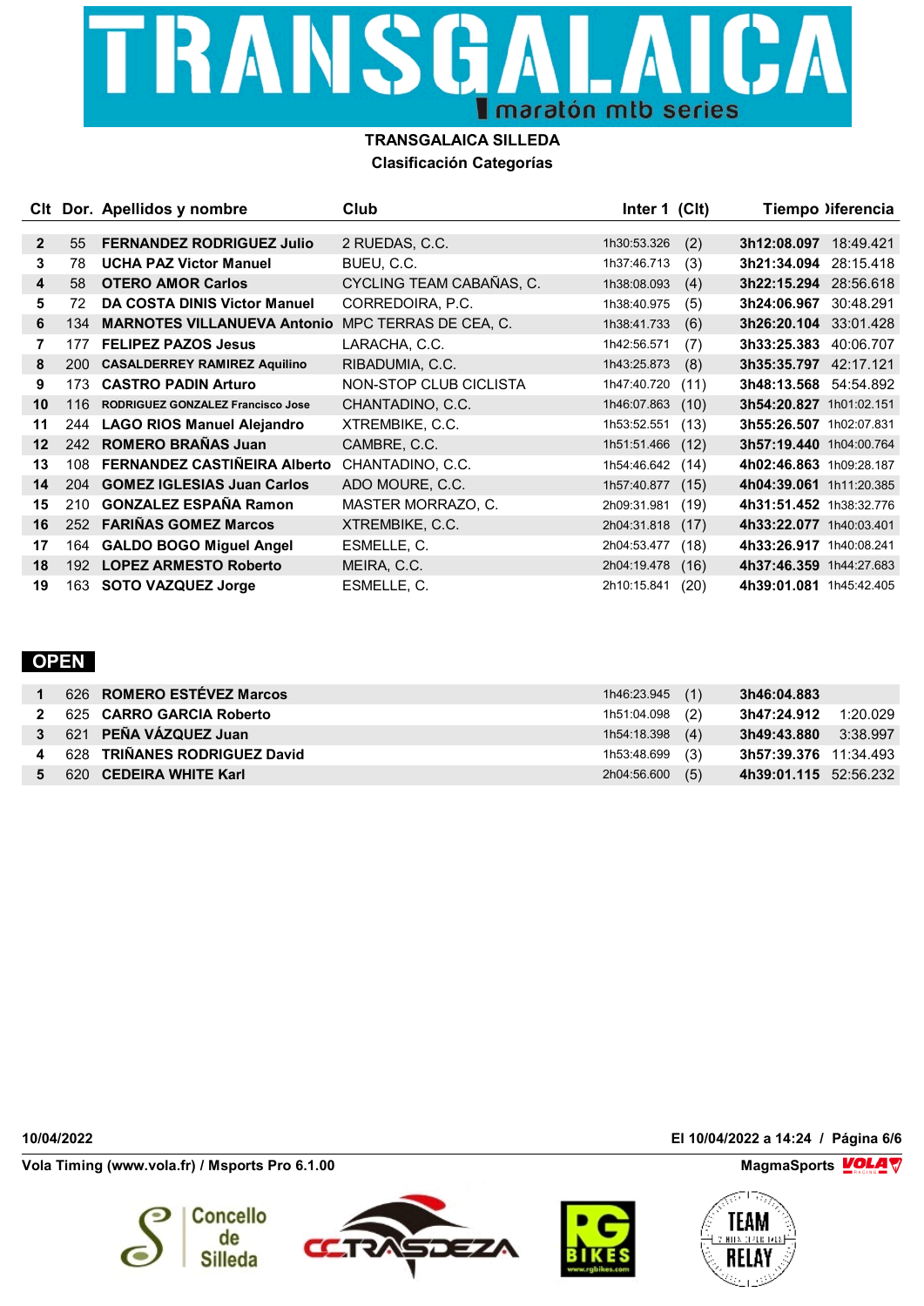TRANSGALAICA
maratón mtb series

**TRANSGALAICA SILLEDA**
**Clasificación Categorías**

| Clt | Dor. | Apellidos y nombre | Club | Inter 1 | (Clt) | Tiempo | Diferencia |
|---|---|---|---|---|---|---|---|
| 2 | 55 | **FERNANDEZ RODRIGUEZ Julio** | 2 RUEDAS, C.C. | 1h30:53.326 | (2) | **3h12:08.097** | 18:49.421 |
| 3 | 78 | **UCHA PAZ Victor Manuel** | BUEU, C.C. | 1h37:46.713 | (3) | **3h21:34.094** | 28:15.418 |
| 4 | 58 | **OTERO AMOR Carlos** | CYCLING TEAM CABAÑAS, C. | 1h38:08.093 | (4) | **3h22:15.294** | 28:56.618 |
| 5 | 72 | **DA COSTA DINIS Victor Manuel** | CORREDOIRA, P.C. | 1h38:40.975 | (5) | **3h24:06.967** | 30:48.291 |
| 6 | 134 | **MARNOTES VILLANUEVA Antonio** | MPC TERRAS DE CEA, C. | 1h38:41.733 | (6) | **3h26:20.104** | 33:01.428 |
| 7 | 177 | **FELIPEZ PAZOS Jesus** | LARACHA, C.C. | 1h42:56.571 | (7) | **3h33:25.383** | 40:06.707 |
| 8 | 200 | **CASALDERREY RAMIREZ Aquilino** | RIBADUMIA, C.C. | 1h43:25.873 | (8) | **3h35:35.797** | 42:17.121 |
| 9 | 173 | **CASTRO PADIN Arturo** | NON-STOP CLUB CICLISTA | 1h47:40.720 | (11) | **3h48:13.568** | 54:54.892 |
| 10 | 116 | **RODRIGUEZ GONZALEZ Francisco Jose** | CHANTADINO, C.C. | 1h46:07.863 | (10) | **3h54:20.827** | 1h01:02.151 |
| 11 | 244 | **LAGO RIOS Manuel Alejandro** | XTREMBIKE, C.C. | 1h53:52.551 | (13) | **3h55:26.507** | 1h02:07.831 |
| 12 | 242 | **ROMERO BRAÑAS Juan** | CAMBRE, C.C. | 1h51:51.466 | (12) | **3h57:19.440** | 1h04:00.764 |
| 13 | 108 | **FERNANDEZ CASTIÑEIRA Alberto** | CHANTADINO, C.C. | 1h54:46.642 | (14) | **4h02:46.863** | 1h09:28.187 |
| 14 | 204 | **GOMEZ IGLESIAS Juan Carlos** | ADO MOURE, C.C. | 1h57:40.877 | (15) | **4h04:39.061** | 1h11:20.385 |
| 15 | 210 | **GONZALEZ ESPAÑA Ramon** | MASTER MORRAZO, C. | 2h09:31.981 | (19) | **4h31:51.452** | 1h38:32.776 |
| 16 | 252 | **FARIÑAS GOMEZ Marcos** | XTREMBIKE, C.C. | 2h04:31.818 | (17) | **4h33:22.077** | 1h40:03.401 |
| 17 | 164 | **GALDO BOGO Miguel Angel** | ESMELLE, C. | 2h04:53.477 | (18) | **4h33:26.917** | 1h40:08.241 |
| 18 | 192 | **LOPEZ ARMESTO Roberto** | MEIRA, C.C. | 2h04:19.478 | (16) | **4h37:46.359** | 1h44:27.683 |
| 19 | 163 | **SOTO VAZQUEZ Jorge** | ESMELLE, C. | 2h10:15.841 | (20) | **4h39:01.081** | 1h45:42.405 |

**OPEN**

| Clt | Dor. | Apellidos y nombre | Club | Inter 1 | (Clt) | Tiempo | Diferencia |
|---|---|---|---|---|---|---|---|
| 1 | 626 | **ROMERO ESTÉVEZ Marcos** | | 1h46:23.945 | (1) | **3h46:04.883** | |
| 2 | 625 | **CARRO GARCIA Roberto** | | 1h51:04.098 | (2) | **3h47:24.912** | 1:20.029 |
| 3 | 621 | **PEÑA VÁZQUEZ Juan** | | 1h54:18.398 | (4) | **3h49:43.880** | 3:38.997 |
| 4 | 628 | **TRIÑANES RODRIGUEZ David** | | 1h53:48.699 | (3) | **3h57:39.376** | 11:34.493 |
| 5 | 620 | **CEDEIRA WHITE Karl** | | 2h04:56.600 | (5) | **4h39:01.115** | 52:56.232 |

**10/04/2022** **El 10/04/2022 a 14:24**

**Vola Timing (www.vola.fr) / Msports Pro 6.1.00** **MagmaSports**

Concello de Silleda